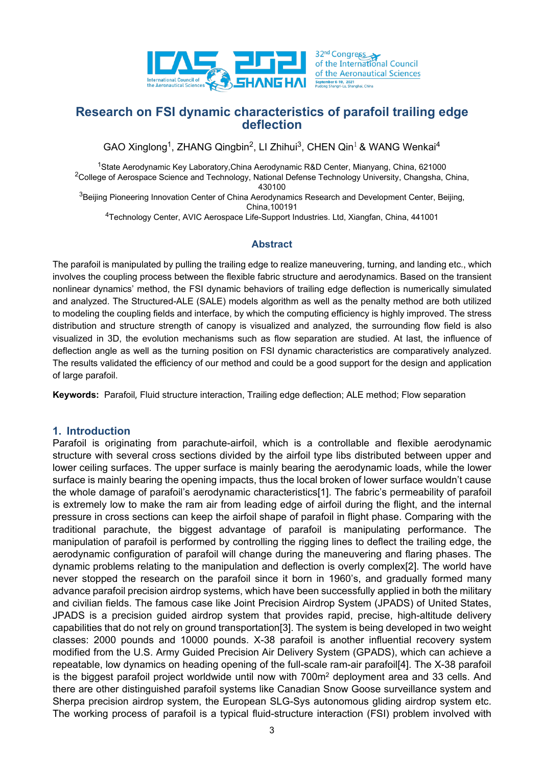# Research on FSI dynamic characteristics of parafoil trailing edge deflection

GAO Xinglong[1], ZHANG Qingbin[2], LI Zhihui[3], CHEN Qin[1] & WANG Wenkai[4]

[1]State Aerodynamic Key Laboratory,China Aerodynamic R&D Center, Mianyang, China, 621000
[2]College of Aerospace Science and Technology, National Defense Technology University, Changsha, China, 430100
[3]Beijing Pioneering Innovation Center of China Aerodynamics Research and Development Center, Beijing, China,100191
[4]Technology Center, AVIC Aerospace Life-Support Industries. Ltd, Xiangfan, China, 441001

## Abstract

The parafoil is manipulated by pulling the trailing edge to realize maneuvering, turning, and landing etc., which involves the coupling process between the flexible fabric structure and aerodynamics. Based on the transient nonlinear dynamics' method, the FSI dynamic behaviors of trailing edge deflection is numerically simulated and analyzed. The Structured-ALE (SALE) models algorithm as well as the penalty method are both utilized to modeling the coupling fields and interface, by which the computing efficiency is highly improved. The stress distribution and structure strength of canopy is visualized and analyzed, the surrounding flow field is also visualized in 3D, the evolution mechanisms such as flow separation are studied. At last, the influence of deflection angle as well as the turning position on FSI dynamic characteristics are comparatively analyzed. The results validated the efficiency of our method and could be a good support for the design and application of large parafoil.

**Keywords:** Parafoil, Fluid structure interaction, Trailing edge deflection; ALE method; Flow separation

## 1. Introduction

Parafoil is originating from parachute-airfoil, which is a controllable and flexible aerodynamic structure with several cross sections divided by the airfoil type libs distributed between upper and lower ceiling surfaces. The upper surface is mainly bearing the aerodynamic loads, while the lower surface is mainly bearing the opening impacts, thus the local broken of lower surface wouldn't cause the whole damage of parafoil's aerodynamic characteristics[1]. The fabric's permeability of parafoil is extremely low to make the ram air from leading edge of airfoil during the flight, and the internal pressure in cross sections can keep the airfoil shape of parafoil in flight phase. Comparing with the traditional parachute, the biggest advantage of parafoil is manipulating performance. The manipulation of parafoil is performed by controlling the rigging lines to deflect the trailing edge, the aerodynamic configuration of parafoil will change during the maneuvering and flaring phases. The dynamic problems relating to the manipulation and deflection is overly complex[2]. The world have never stopped the research on the parafoil since it born in 1960's, and gradually formed many advance parafoil precision airdrop systems, which have been successfully applied in both the military and civilian fields. The famous case like Joint Precision Airdrop System (JPADS) of United States, JPADS is a precision guided airdrop system that provides rapid, precise, high-altitude delivery capabilities that do not rely on ground transportation[3]. The system is being developed in two weight classes: 2000 pounds and 10000 pounds. X-38 parafoil is another influential recovery system modified from the U.S. Army Guided Precision Air Delivery System (GPADS), which can achieve a repeatable, low dynamics on heading opening of the full-scale ram-air parafoil[4]. The X-38 parafoil is the biggest parafoil project worldwide until now with 700m$^2$ deployment area and 33 cells. And there are other distinguished parafoil systems like Canadian Snow Goose surveillance system and Sherpa precision airdrop system, the European SLG-Sys autonomous gliding airdrop system etc. The working process of parafoil is a typical fluid-structure interaction (FSI) problem involved with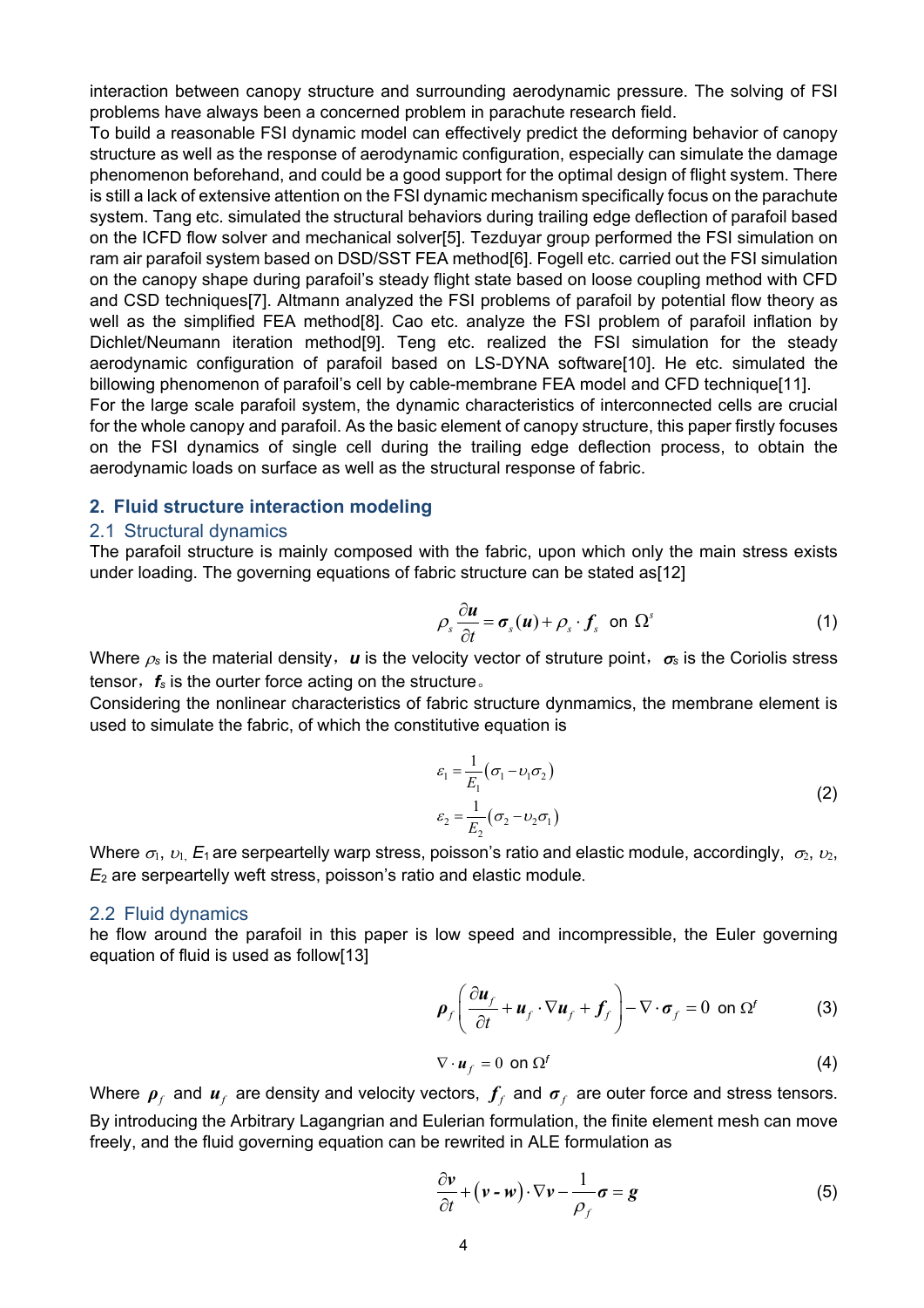interaction between canopy structure and surrounding aerodynamic pressure. The solving of FSI problems have always been a concerned problem in parachute research field.

To build a reasonable FSI dynamic model can effectively predict the deforming behavior of canopy structure as well as the response of aerodynamic configuration, especially can simulate the damage phenomenon beforehand, and could be a good support for the optimal design of flight system. There is still a lack of extensive attention on the FSI dynamic mechanism specifically focus on the parachute system. Tang etc. simulated the structural behaviors during trailing edge deflection of parafoil based on the ICFD flow solver and mechanical solver[5]. Tezduyar group performed the FSI simulation on ram air parafoil system based on DSD/SST FEA method[6]. Fogell etc. carried out the FSI simulation on the canopy shape during parafoil's steady flight state based on loose coupling method with CFD and CSD techniques[7]. Altmann analyzed the FSI problems of parafoil by potential flow theory as well as the simplified FEA method[8]. Cao etc. analyze the FSI problem of parafoil inflation by Dichlet/Neumann iteration method[9]. Teng etc. realized the FSI simulation for the steady aerodynamic configuration of parafoil based on LS-DYNA software[10]. He etc. simulated the billowing phenomenon of parafoil's cell by cable-membrane FEA model and CFD technique[11].

For the large scale parafoil system, the dynamic characteristics of interconnected cells are crucial for the whole canopy and parafoil. As the basic element of canopy structure, this paper firstly focuses on the FSI dynamics of single cell during the trailing edge deflection process, to obtain the aerodynamic loads on surface as well as the structural response of fabric.

## 2. Fluid structure interaction modeling

### 2.1 Structural dynamics

The parafoil structure is mainly composed with the fabric, upon which only the main stress exists under loading. The governing equations of fabric structure can be stated as[12]

$$\rho_s \frac{\partial \boldsymbol{u}}{\partial t} = \boldsymbol{\sigma}_s(\boldsymbol{u}) + \rho_s \cdot \boldsymbol{f}_s \quad \text{on } \Omega^s \tag{1}$$

Where $\rho_s$ is the material density, $\boldsymbol{u}$ is the velocity vector of struture point, $\boldsymbol{\sigma}_s$ is the Coriolis stress tensor, $\boldsymbol{f}_s$ is the ourter force acting on the structure。

Considering the nonlinear characteristics of fabric structure dynmamics, the membrane element is used to simulate the fabric, of which the constitutive equation is

$$\begin{aligned} \varepsilon_1 &= \frac{1}{E_1}(\sigma_1 - \upsilon_1\sigma_2) \\ \varepsilon_2 &= \frac{1}{E_2}(\sigma_2 - \upsilon_2\sigma_1) \end{aligned} \tag{2}$$

Where $\sigma_1$, $\upsilon_1$, $E_1$ are serpeartelly warp stress, poisson's ratio and elastic module, accordingly, $\sigma_2$, $\upsilon_2$, $E_2$ are serpeartelly weft stress, poisson's ratio and elastic module.

### 2.2 Fluid dynamics

he flow around the parafoil in this paper is low speed and incompressible, the Euler governing equation of fluid is used as follow[13]

$$\boldsymbol{\rho}_f \left( \frac{\partial \boldsymbol{u}_f}{\partial t} + \boldsymbol{u}_f \cdot \nabla \boldsymbol{u}_f + \boldsymbol{f}_f \right) - \nabla \cdot \boldsymbol{\sigma}_f = 0 \quad \text{on } \Omega^f \tag{3}$$

$$\nabla \cdot \boldsymbol{u}_f = 0 \quad \text{on } \Omega^f \tag{4}$$

Where $\boldsymbol{\rho}_f$ and $\boldsymbol{u}_f$ are density and velocity vectors, $\boldsymbol{f}_f$ and $\boldsymbol{\sigma}_f$ are outer force and stress tensors.

By introducing the Arbitrary Lagangrian and Eulerian formulation, the finite element mesh can move freely, and the fluid governing equation can be rewrited in ALE formulation as

$$\frac{\partial \boldsymbol{v}}{\partial t} + (\boldsymbol{v} - \boldsymbol{w}) \cdot \nabla \boldsymbol{v} - \frac{1}{\rho_f} \boldsymbol{\sigma} = \boldsymbol{g} \tag{5}$$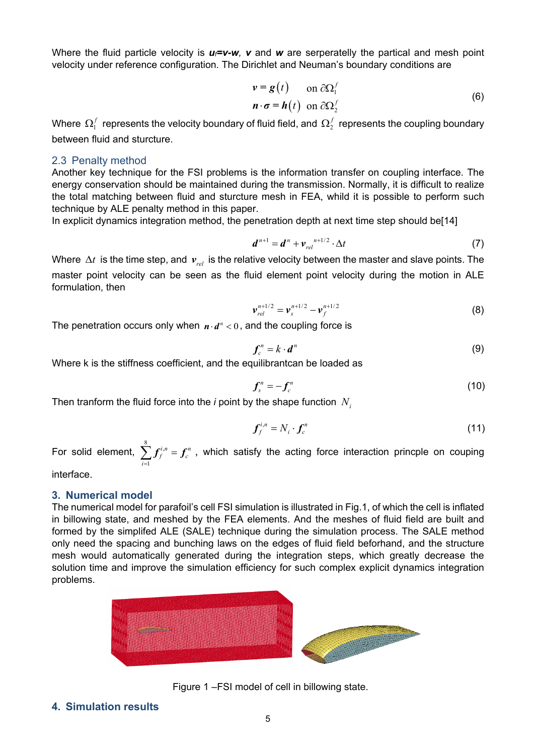Where the fluid particle velocity is $\boldsymbol{u_f}$=$\boldsymbol{v}$-$\boldsymbol{w}$, $\boldsymbol{v}$ and $\boldsymbol{w}$ are serperatelly the partical and mesh point velocity under reference configuration. The Dirichlet and Neuman's boundary conditions are

$$\begin{aligned} \boldsymbol{v} &= \boldsymbol{g}(t) \quad \text{on } \partial\Omega_1^f \\ \boldsymbol{n}\cdot\boldsymbol{\sigma} &= \boldsymbol{h}(t) \quad \text{on } \partial\Omega_2^f \end{aligned} \tag{6}$$

Where $\Omega_1^f$ represents the velocity boundary of fluid field, and $\Omega_2^f$ represents the coupling boundary between fluid and sturcture.

### 2.3 Penalty method

Another key technique for the FSI problems is the information transfer on coupling interface. The energy conservation should be maintained during the transmission. Normally, it is difficult to realize the total matching between fluid and sturcture mesh in FEA, whild it is possible to perform such technique by ALE penalty method in this paper.

In explicit dynamics integration method, the penetration depth at next time step should be[14]

$$\boldsymbol{d}^{n+1} = \boldsymbol{d}^{n} + \boldsymbol{v}_{rel}^{\ n+1/2} \cdot \Delta t \tag{7}$$

Where $\Delta t$ is the time step, and $\boldsymbol{v}_{rel}$ is the relative velocity between the master and slave points. The master point velocity can be seen as the fluid element point velocity during the motion in ALE formulation, then

$$\boldsymbol{v}_{rel}^{n+1/2} = \boldsymbol{v}_{s}^{n+1/2} - \boldsymbol{v}_{f}^{n+1/2} \tag{8}$$

The penetration occurs only when $\boldsymbol{n}\cdot\boldsymbol{d}^{n} < 0$, and the coupling force is

$$\boldsymbol{f}_{c}^{n} = k \cdot \boldsymbol{d}^{n} \tag{9}$$

Where k is the stiffness coefficient, and the equilibrantcan be loaded as

$$\boldsymbol{f}_{s}^{n} = -\boldsymbol{f}_{c}^{n} \tag{10}$$

Then tranform the fluid force into the *i* point by the shape function $N_i$

$$\boldsymbol{f}_{f}^{i,n} = N_i \cdot \boldsymbol{f}_{c}^{n} \tag{11}$$

For solid element, $\sum_{i=1}^{8} \boldsymbol{f}_{f}^{i,n} = \boldsymbol{f}_{c}^{n}$, which satisfy the acting force interaction princple on couping interface.

## 3. Numerical model

The numerical model for parafoil's cell FSI simulation is illustrated in Fig.1, of which the cell is inflated in billowing state, and meshed by the FEA elements. And the meshes of fluid field are built and formed by the simplifed ALE (SALE) technique during the simulation process. The SALE method only need the spacing and bunching laws on the edges of fluid field beforhand, and the structure mesh would automatically generated during the integration steps, which greatly decrease the solution time and improve the simulation efficiency for such complex explicit dynamics integration problems.

Figure 1 –FSI model of cell in billowing state.

## 4. Simulation results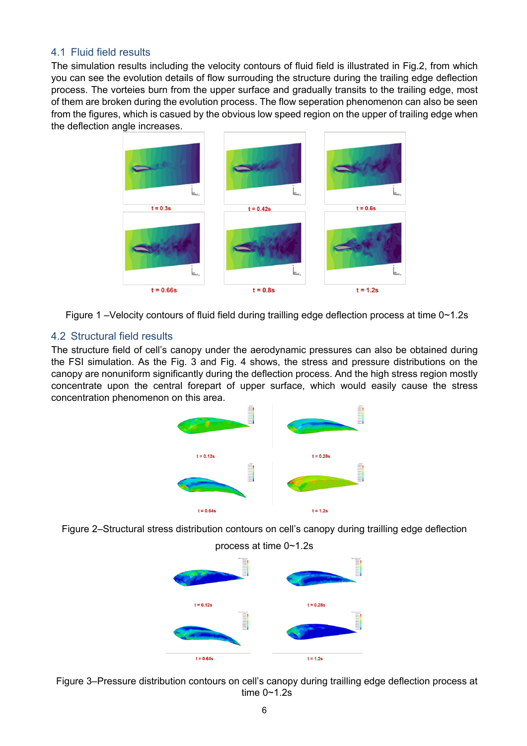## 4.1 Fluid field results

The simulation results including the velocity contours of fluid field is illustrated in Fig.2, from which you can see the evolution details of flow surrouding the structure during the trailing edge deflection process. The vorteies burn from the upper surface and gradually transits to the trailing edge, most of them are broken during the evolution process. The flow seperation phenomenon can also be seen from the figures, which is casued by the obvious low speed region on the upper of trailing edge when the deflection angle increases.

t = 0.3s    t = 0.42s    t = 0.6s

t = 0.66s    t = 0.8s    t = 1.2s

Figure 1 –Velocity contours of fluid field during trailling edge deflection process at time 0~1.2s

## 4.2 Structural field results

The structure field of cell's canopy under the aerodynamic pressures can also be obtained during the FSI simulation. As the Fig. 3 and Fig. 4 shows, the stress and pressure distributions on the canopy are nonuniform significantly during the deflection process. And the high stress region mostly concentrate upon the central forepart of upper surface, which would easily cause the stress concentration phenomenon on this area.

t = 0.12s    t = 0.28s

t = 0.64s    t = 1.2s

Figure 2–Structural stress distribution contours on cell's canopy during trailling edge deflection process at time 0~1.2s

t = 0.12s    t = 0.28s

t = 0.64s    t = 1.2s

Figure 3–Pressure distribution contours on cell's canopy during trailling edge deflection process at time 0~1.2s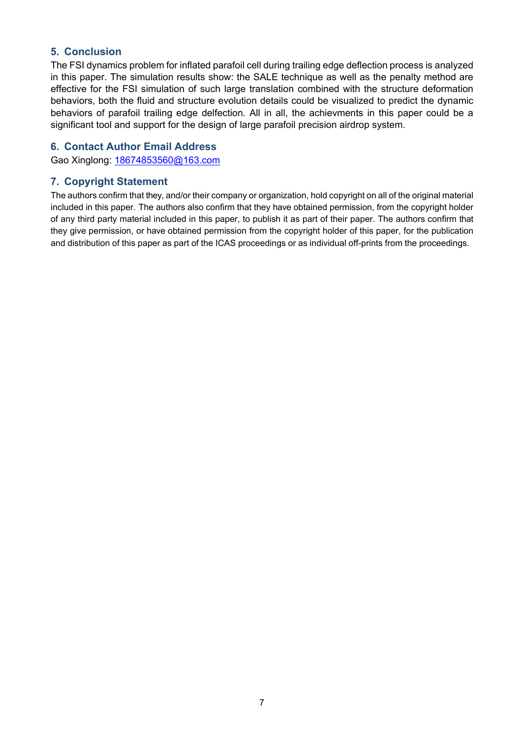## 5. Conclusion

The FSI dynamics problem for inflated parafoil cell during trailing edge deflection process is analyzed in this paper. The simulation results show: the SALE technique as well as the penalty method are effective for the FSI simulation of such large translation combined with the structure deformation behaviors, both the fluid and structure evolution details could be visualized to predict the dynamic behaviors of parafoil trailing edge delfection. All in all, the achievments in this paper could be a significant tool and support for the design of large parafoil precision airdrop system.

## 6. Contact Author Email Address

Gao Xinglong: 18674853560@163.com

## 7. Copyright Statement

The authors confirm that they, and/or their company or organization, hold copyright on all of the original material included in this paper. The authors also confirm that they have obtained permission, from the copyright holder of any third party material included in this paper, to publish it as part of their paper. The authors confirm that they give permission, or have obtained permission from the copyright holder of this paper, for the publication and distribution of this paper as part of the ICAS proceedings or as individual off-prints from the proceedings.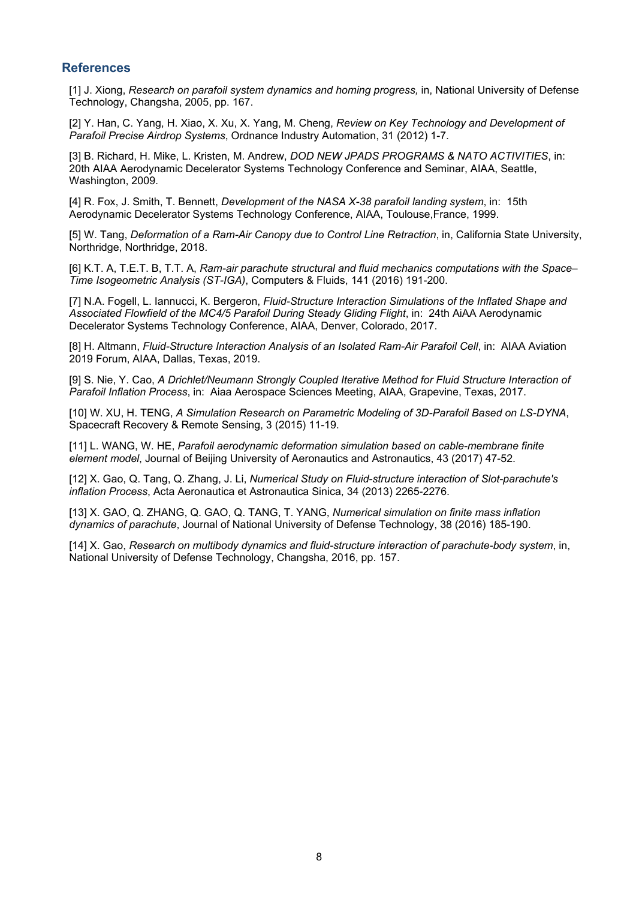## References

[1] J. Xiong, *Research on parafoil system dynamics and homing progress,* in, National University of Defense Technology, Changsha, 2005, pp. 167.

[2] Y. Han, C. Yang, H. Xiao, X. Xu, X. Yang, M. Cheng, *Review on Key Technology and Development of Parafoil Precise Airdrop Systems*, Ordnance Industry Automation, 31 (2012) 1-7.

[3] B. Richard, H. Mike, L. Kristen, M. Andrew, *DOD NEW JPADS PROGRAMS & NATO ACTIVITIES*, in: 20th AIAA Aerodynamic Decelerator Systems Technology Conference and Seminar, AIAA, Seattle, Washington, 2009.

[4] R. Fox, J. Smith, T. Bennett, *Development of the NASA X-38 parafoil landing system*, in: 15th Aerodynamic Decelerator Systems Technology Conference, AIAA, Toulouse,France, 1999.

[5] W. Tang, *Deformation of a Ram-Air Canopy due to Control Line Retraction*, in, California State University, Northridge, Northridge, 2018.

[6] K.T. A, T.E.T. B, T.T. A, *Ram-air parachute structural and fluid mechanics computations with the Space–Time Isogeometric Analysis (ST-IGA)*, Computers & Fluids, 141 (2016) 191-200.

[7] N.A. Fogell, L. Iannucci, K. Bergeron, *Fluid-Structure Interaction Simulations of the Inflated Shape and Associated Flowfield of the MC4/5 Parafoil During Steady Gliding Flight*, in: 24th AiAA Aerodynamic Decelerator Systems Technology Conference, AIAA, Denver, Colorado, 2017.

[8] H. Altmann, *Fluid-Structure Interaction Analysis of an Isolated Ram-Air Parafoil Cell*, in: AIAA Aviation 2019 Forum, AIAA, Dallas, Texas, 2019.

[9] S. Nie, Y. Cao, *A Drichlet/Neumann Strongly Coupled Iterative Method for Fluid Structure Interaction of Parafoil Inflation Process*, in: Aiaa Aerospace Sciences Meeting, AIAA, Grapevine, Texas, 2017.

[10] W. XU, H. TENG, *A Simulation Research on Parametric Modeling of 3D-Parafoil Based on LS-DYNA*, Spacecraft Recovery & Remote Sensing, 3 (2015) 11-19.

[11] L. WANG, W. HE, *Parafoil aerodynamic deformation simulation based on cable-membrane finite element model*, Journal of Beijing University of Aeronautics and Astronautics, 43 (2017) 47-52.

[12] X. Gao, Q. Tang, Q. Zhang, J. Li, *Numerical Study on Fluid-structure interaction of Slot-parachute's inflation Process*, Acta Aeronautica et Astronautica Sinica, 34 (2013) 2265-2276.

[13] X. GAO, Q. ZHANG, Q. GAO, Q. TANG, T. YANG, *Numerical simulation on finite mass inflation dynamics of parachute*, Journal of National University of Defense Technology, 38 (2016) 185-190.

[14] X. Gao, *Research on multibody dynamics and fluid-structure interaction of parachute-body system*, in, National University of Defense Technology, Changsha, 2016, pp. 157.